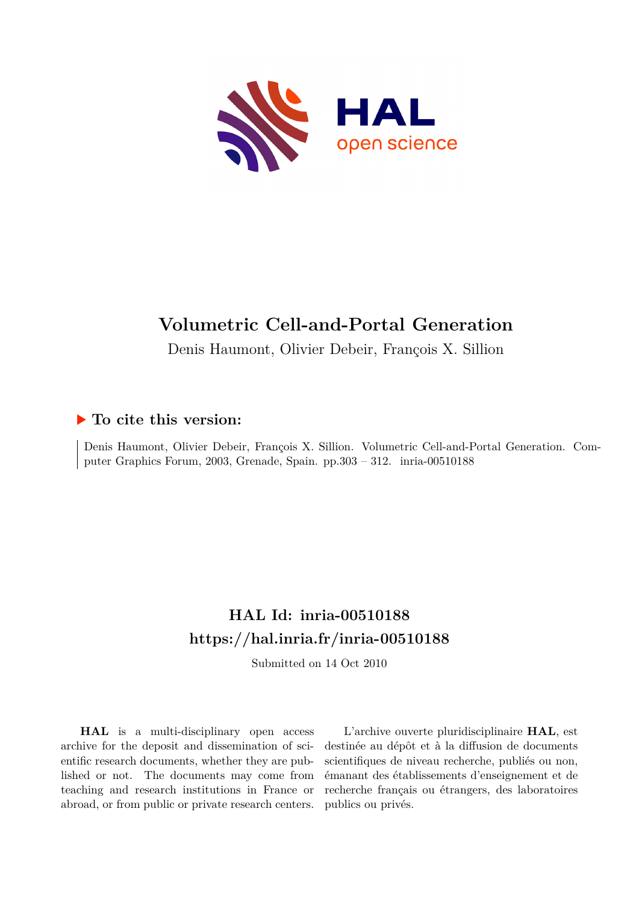# Volumetric Cell-and-Portal Generation

Denis Haumont, Olivier Debeir, François X. Sillion

## ▶ To cite this version:

Denis Haumont, Olivier Debeir, François X. Sillion. Volumetric Cell-and-Portal Generation. Computer Graphics Forum, 2003, Grenade, Spain. pp.303 – 312. inria-00510188

## HAL Id: inria-00510188

## https://hal.inria.fr/inria-00510188

Submitted on 14 Oct 2010

**HAL** is a multi-disciplinary open access archive for the deposit and dissemination of scientific research documents, whether they are published or not. The documents may come from teaching and research institutions in France or abroad, or from public or private research centers.

L'archive ouverte pluridisciplinaire **HAL**, est destinée au dépôt et à la diffusion de documents scientifiques de niveau recherche, publiés ou non, émanant des établissements d'enseignement et de recherche français ou étrangers, des laboratoires publics ou privés.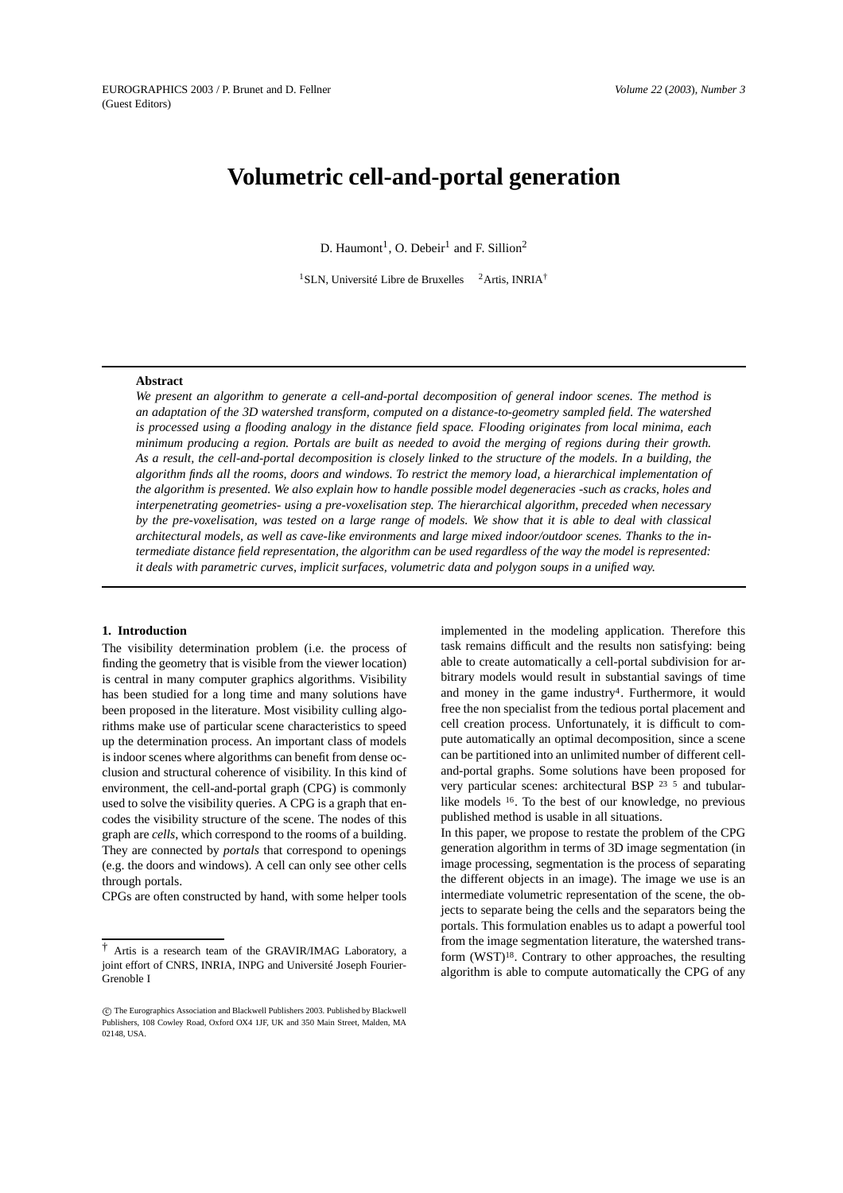# Volumetric cell-and-portal generation

D. Haumont[1], O. Debeir[1] and F. Sillion[2]

[1]SLN, Université Libre de Bruxelles [2]Artis, INRIA[†]

**Abstract**

*We present an algorithm to generate a cell-and-portal decomposition of general indoor scenes. The method is an adaptation of the 3D watershed transform, computed on a distance-to-geometry sampled field. The watershed is processed using a flooding analogy in the distance field space. Flooding originates from local minima, each minimum producing a region. Portals are built as needed to avoid the merging of regions during their growth. As a result, the cell-and-portal decomposition is closely linked to the structure of the models. In a building, the algorithm finds all the rooms, doors and windows. To restrict the memory load, a hierarchical implementation of the algorithm is presented. We also explain how to handle possible model degeneracies -such as cracks, holes and interpenetrating geometries- using a pre-voxelisation step. The hierarchical algorithm, preceded when necessary by the pre-voxelisation, was tested on a large range of models. We show that it is able to deal with classical architectural models, as well as cave-like environments and large mixed indoor/outdoor scenes. Thanks to the intermediate distance field representation, the algorithm can be used regardless of the way the model is represented: it deals with parametric curves, implicit surfaces, volumetric data and polygon soups in a unified way.*

## 1. Introduction

The visibility determination problem (i.e. the process of finding the geometry that is visible from the viewer location) is central in many computer graphics algorithms. Visibility has been studied for a long time and many solutions have been proposed in the literature. Most visibility culling algorithms make use of particular scene characteristics to speed up the determination process. An important class of models is indoor scenes where algorithms can benefit from dense occlusion and structural coherence of visibility. In this kind of environment, the cell-and-portal graph (CPG) is commonly used to solve the visibility queries. A CPG is a graph that encodes the visibility structure of the scene. The nodes of this graph are *cells*, which correspond to the rooms of a building. They are connected by *portals* that correspond to openings (e.g. the doors and windows). A cell can only see other cells through portals.

CPGs are often constructed by hand, with some helper tools implemented in the modeling application. Therefore this task remains difficult and the results non satisfying: being able to create automatically a cell-portal subdivision for arbitrary models would result in substantial savings of time and money in the game industry[4]. Furthermore, it would free the non specialist from the tedious portal placement and cell creation process. Unfortunately, it is difficult to compute automatically an optimal decomposition, since a scene can be partitioned into an unlimited number of different cell-and-portal graphs. Some solutions have been proposed for very particular scenes: architectural BSP [23] [5] and tubular-like models [16]. To the best of our knowledge, no previous published method is usable in all situations.

In this paper, we propose to restate the problem of the CPG generation algorithm in terms of 3D image segmentation (in image processing, segmentation is the process of separating the different objects in an image). The image we use is an intermediate volumetric representation of the scene, the objects to separate being the cells and the separators being the portals. This formulation enables us to adapt a powerful tool from the image segmentation literature, the watershed transform (WST)[18]. Contrary to other approaches, the resulting algorithm is able to compute automatically the CPG of any

[†] Artis is a research team of the GRAVIR/IMAG Laboratory, a joint effort of CNRS, INRIA, INPG and Université Joseph Fourier-Grenoble I

© The Eurographics Association and Blackwell Publishers 2003. Published by Blackwell Publishers, 108 Cowley Road, Oxford OX4 1JF, UK and 350 Main Street, Malden, MA 02148, USA.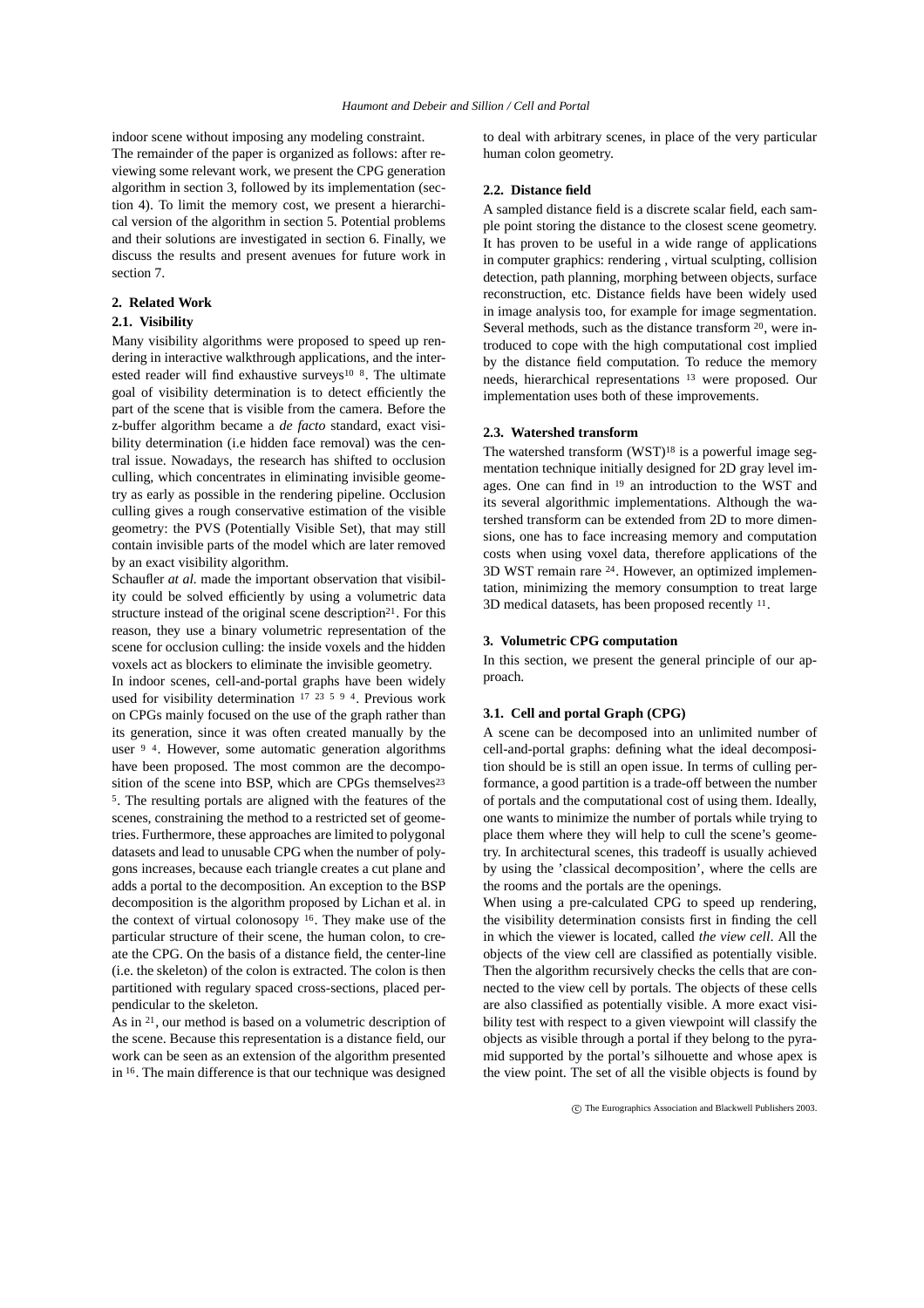indoor scene without imposing any modeling constraint.

The remainder of the paper is organized as follows: after reviewing some relevant work, we present the CPG generation algorithm in section 3, followed by its implementation (section 4). To limit the memory cost, we present a hierarchical version of the algorithm in section 5. Potential problems and their solutions are investigated in section 6. Finally, we discuss the results and present avenues for future work in section 7.

## 2. Related Work

### 2.1. Visibility

Many visibility algorithms were proposed to speed up rendering in interactive walkthrough applications, and the interested reader will find exhaustive surveys[10 8]. The ultimate goal of visibility determination is to detect efficiently the part of the scene that is visible from the camera. Before the z-buffer algorithm became a *de facto* standard, exact visibility determination (i.e hidden face removal) was the central issue. Nowadays, the research has shifted to occlusion culling, which concentrates in eliminating invisible geometry as early as possible in the rendering pipeline. Occlusion culling gives a rough conservative estimation of the visible geometry: the PVS (Potentially Visible Set), that may still contain invisible parts of the model which are later removed by an exact visibility algorithm.

Schaufler *at al.* made the important observation that visibility could be solved efficiently by using a volumetric data structure instead of the original scene description[21]. For this reason, they use a binary volumetric representation of the scene for occlusion culling: the inside voxels and the hidden voxels act as blockers to eliminate the invisible geometry.

In indoor scenes, cell-and-portal graphs have been widely used for visibility determination [17 23 5 9 4]. Previous work on CPGs mainly focused on the use of the graph rather than its generation, since it was often created manually by the user [9 4]. However, some automatic generation algorithms have been proposed. The most common are the decomposition of the scene into BSP, which are CPGs themselves[23 5]. The resulting portals are aligned with the features of the scenes, constraining the method to a restricted set of geometries. Furthermore, these approaches are limited to polygonal datasets and lead to unusable CPG when the number of polygons increases, because each triangle creates a cut plane and adds a portal to the decomposition. An exception to the BSP decomposition is the algorithm proposed by Lichan et al. in the context of virtual colonosopy [16]. They make use of the particular structure of their scene, the human colon, to create the CPG. On the basis of a distance field, the center-line (i.e. the skeleton) of the colon is extracted. The colon is then partitioned with regulary spaced cross-sections, placed perpendicular to the skeleton.

As in [21], our method is based on a volumetric description of the scene. Because this representation is a distance field, our work can be seen as an extension of the algorithm presented in [16]. The main difference is that our technique was designed to deal with arbitrary scenes, in place of the very particular human colon geometry.

### 2.2. Distance field

A sampled distance field is a discrete scalar field, each sample point storing the distance to the closest scene geometry. It has proven to be useful in a wide range of applications in computer graphics: rendering , virtual sculpting, collision detection, path planning, morphing between objects, surface reconstruction, etc. Distance fields have been widely used in image analysis too, for example for image segmentation. Several methods, such as the distance transform [20], were introduced to cope with the high computational cost implied by the distance field computation. To reduce the memory needs, hierarchical representations [13] were proposed. Our implementation uses both of these improvements.

### 2.3. Watershed transform

The watershed transform (WST)[18] is a powerful image segmentation technique initially designed for 2D gray level images. One can find in [19] an introduction to the WST and its several algorithmic implementations. Although the watershed transform can be extended from 2D to more dimensions, one has to face increasing memory and computation costs when using voxel data, therefore applications of the 3D WST remain rare [24]. However, an optimized implementation, minimizing the memory consumption to treat large 3D medical datasets, has been proposed recently [11].

## 3. Volumetric CPG computation

In this section, we present the general principle of our approach.

### 3.1. Cell and portal Graph (CPG)

A scene can be decomposed into an unlimited number of cell-and-portal graphs: defining what the ideal decomposition should be is still an open issue. In terms of culling performance, a good partition is a trade-off between the number of portals and the computational cost of using them. Ideally, one wants to minimize the number of portals while trying to place them where they will help to cull the scene's geometry. In architectural scenes, this tradeoff is usually achieved by using the 'classical decomposition', where the cells are the rooms and the portals are the openings.

When using a pre-calculated CPG to speed up rendering, the visibility determination consists first in finding the cell in which the viewer is located, called *the view cell*. All the objects of the view cell are classified as potentially visible. Then the algorithm recursively checks the cells that are connected to the view cell by portals. The objects of these cells are also classified as potentially visible. A more exact visibility test with respect to a given viewpoint will classify the objects as visible through a portal if they belong to the pyramid supported by the portal's silhouette and whose apex is the view point. The set of all the visible objects is found by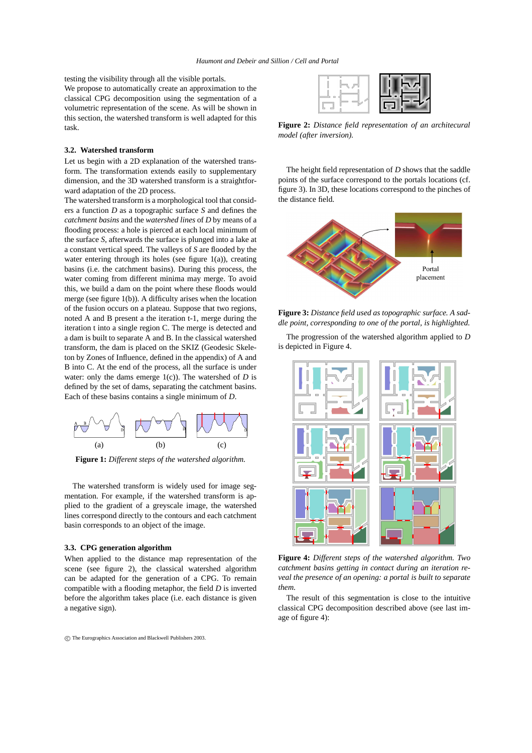testing the visibility through all the visible portals.

We propose to automatically create an approximation to the classical CPG decomposition using the segmentation of a volumetric representation of the scene. As will be shown in this section, the watershed transform is well adapted for this task.

### 3.2. Watershed transform

Let us begin with a 2D explanation of the watershed transform. The transformation extends easily to supplementary dimension, and the 3D watershed transform is a straightforward adaptation of the 2D process.

The watershed transform is a morphological tool that considers a function $D$ as a topographic surface $S$ and defines the *catchment basins* and the *watershed lines* of $D$ by means of a flooding process: a hole is pierced at each local minimum of the surface $S$, afterwards the surface is plunged into a lake at a constant vertical speed. The valleys of $S$ are flooded by the water entering through its holes (see figure 1(a)), creating basins (i.e. the catchment basins). During this process, the water coming from different minima may merge. To avoid this, we build a dam on the point where these floods would merge (see figure 1(b)). A difficulty arises when the location of the fusion occurs on a plateau. Suppose that two regions, noted A and B present a the iteration t-1, merge during the iteration t into a single region C. The merge is detected and a dam is built to separate A and B. In the classical watershed transform, the dam is placed on the SKIZ (Geodesic Skeleton by Zones of Influence, defined in the appendix) of A and B into C. At the end of the process, all the surface is under water: only the dams emerge 1(c)). The watershed of $D$ is defined by the set of dams, separating the catchment basins. Each of these basins contains a single minimum of $D$.

(a) (b) (c)

**Figure 1:** *Different steps of the watershed algorithm.*

The watershed transform is widely used for image segmentation. For example, if the watershed transform is applied to the gradient of a greyscale image, the watershed lines correspond directly to the contours and each catchment basin corresponds to an object of the image.

### 3.3. CPG generation algorithm

When applied to the distance map representation of the scene (see figure 2), the classical watershed algorithm can be adapted for the generation of a CPG. To remain compatible with a flooding metaphor, the field $D$ is inverted before the algorithm takes place (i.e. each distance is given a negative sign).

**Figure 2:** *Distance field representation of an architecural model (after inversion).*

The height field representation of $D$ shows that the saddle points of the surface correspond to the portals locations (cf. figure 3). In 3D, these locations correspond to the pinches of the distance field.

Portal placement

**Figure 3:** *Distance field used as topographic surface. A saddle point, corresponding to one of the portal, is highlighted.*

The progression of the watershed algorithm applied to $D$ is depicted in Figure 4.

**Figure 4:** *Different steps of the watershed algorithm. Two catchment basins getting in contact during an iteration reveal the presence of an opening: a portal is built to separate them.*

The result of this segmentation is close to the intuitive classical CPG decomposition described above (see last image of figure 4):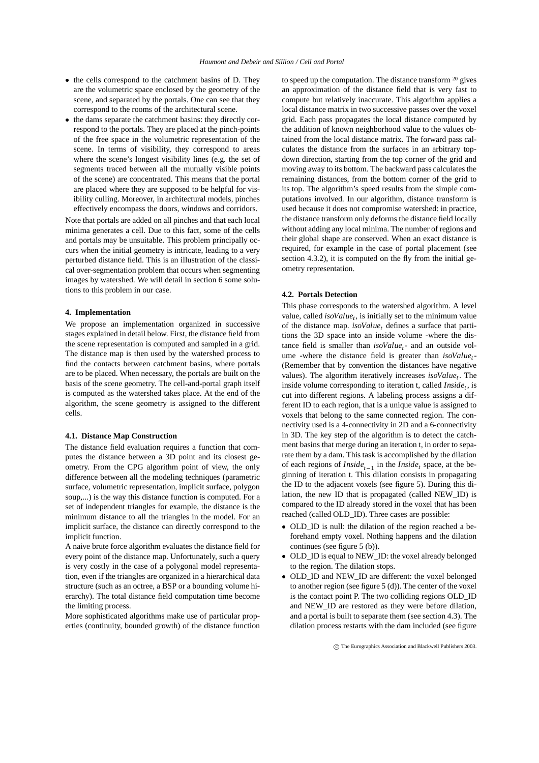- the cells correspond to the catchment basins of D. They are the volumetric space enclosed by the geometry of the scene, and separated by the portals. One can see that they correspond to the rooms of the architectural scene.
- the dams separate the catchment basins: they directly correspond to the portals. They are placed at the pinch-points of the free space in the volumetric representation of the scene. In terms of visibility, they correspond to areas where the scene's longest visibility lines (e.g. the set of segments traced between all the mutually visible points of the scene) are concentrated. This means that the portal are placed where they are supposed to be helpful for visibility culling. Moreover, in architectural models, pinches effectively encompass the doors, windows and corridors.

Note that portals are added on all pinches and that each local minima generates a cell. Due to this fact, some of the cells and portals may be unsuitable. This problem principally occurs when the initial geometry is intricate, leading to a very perturbed distance field. This is an illustration of the classical over-segmentation problem that occurs when segmenting images by watershed. We will detail in section 6 some solutions to this problem in our case.

## 4. Implementation

We propose an implementation organized in successive stages explained in detail below. First, the distance field from the scene representation is computed and sampled in a grid. The distance map is then used by the watershed process to find the contacts between catchment basins, where portals are to be placed. When necessary, the portals are built on the basis of the scene geometry. The cell-and-portal graph itself is computed as the watershed takes place. At the end of the algorithm, the scene geometry is assigned to the different cells.

### 4.1. Distance Map Construction

The distance field evaluation requires a function that computes the distance between a 3D point and its closest geometry. From the CPG algorithm point of view, the only difference between all the modeling techniques (parametric surface, volumetric representation, implicit surface, polygon soup,...) is the way this distance function is computed. For a set of independent triangles for example, the distance is the minimum distance to all the triangles in the model. For an implicit surface, the distance can directly correspond to the implicit function.

A naive brute force algorithm evaluates the distance field for every point of the distance map. Unfortunately, such a query is very costly in the case of a polygonal model representation, even if the triangles are organized in a hierarchical data structure (such as an octree, a BSP or a bounding volume hierarchy). The total distance field computation time become the limiting process.

More sophisticated algorithms make use of particular properties (continuity, bounded growth) of the distance function to speed up the computation. The distance transform [20] gives an approximation of the distance field that is very fast to compute but relatively inaccurate. This algorithm applies a local distance matrix in two successive passes over the voxel grid. Each pass propagates the local distance computed by the addition of known neighborhood value to the values obtained from the local distance matrix. The forward pass calculates the distance from the surfaces in an arbitrary top-down direction, starting from the top corner of the grid and moving away to its bottom. The backward pass calculates the remaining distances, from the bottom corner of the grid to its top. The algorithm's speed results from the simple computations involved. In our algorithm, distance transform is used because it does not compromise watershed: in practice, the distance transform only deforms the distance field locally without adding any local minima. The number of regions and their global shape are conserved. When an exact distance is required, for example in the case of portal placement (see section 4.3.2), it is computed on the fly from the initial geometry representation.

### 4.2. Portals Detection

This phase corresponds to the watershed algorithm. A level value, called $isoValue_t$, is initially set to the minimum value of the distance map. $isoValue_t$ defines a surface that partitions the 3D space into an inside volume -where the distance field is smaller than $isoValue_t$- and an outside volume -where the distance field is greater than $isoValue_t$- (Remember that by convention the distances have negative values). The algorithm iteratively increases $isoValue_t$. The inside volume corresponding to iteration t, called $Inside_t$, is cut into different regions. A labeling process assigns a different ID to each region, that is a unique value is assigned to voxels that belong to the same connected region. The connectivity used is a 4-connectivity in 2D and a 6-connectivity in 3D. The key step of the algorithm is to detect the catchment basins that merge during an iteration t, in order to separate them by a dam. This task is accomplished by the dilation of each regions of $Inside_{t-1}$ in the $Inside_t$ space, at the beginning of iteration t. This dilation consists in propagating the ID to the adjacent voxels (see figure 5). During this dilation, the new ID that is propagated (called NEW_ID) is compared to the ID already stored in the voxel that has been reached (called OLD_ID). Three cases are possible:

- OLD_ID is null: the dilation of the region reached a beforehand empty voxel. Nothing happens and the dilation continues (see figure 5 (b)).
- OLD_ID is equal to NEW_ID: the voxel already belonged to the region. The dilation stops.
- OLD_ID and NEW_ID are different: the voxel belonged to another region (see figure 5 (d)). The center of the voxel is the contact point P. The two colliding regions OLD_ID and NEW_ID are restored as they were before dilation, and a portal is built to separate them (see section 4.3). The dilation process restarts with the dam included (see figure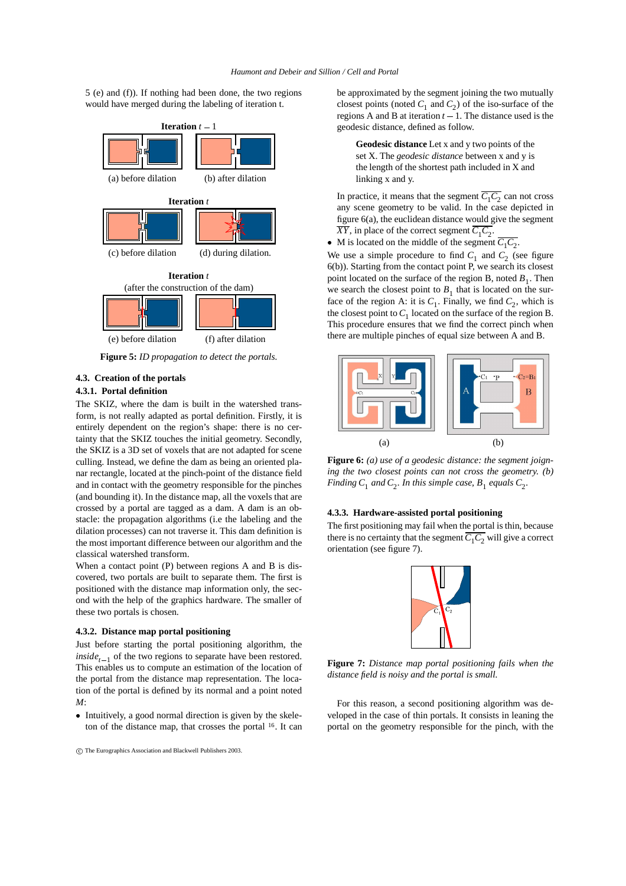5 (e) and (f)). If nothing had been done, the two regions would have merged during the labeling of iteration t.

**Iteration** $t-1$

(a) before dilation (b) after dilation

**Iteration** $t$

(c) before dilation (d) during dilation.

**Iteration** $t$
(after the construction of the dam)

(e) before dilation (f) after dilation

**Figure 5:** *ID propagation to detect the portals.*

### 4.3. Creation of the portals

#### 4.3.1. Portal definition

The SKIZ, where the dam is built in the watershed transform, is not really adapted as portal definition. Firstly, it is entirely dependent on the region's shape: there is no certainty that the SKIZ touches the initial geometry. Secondly, the SKIZ is a 3D set of voxels that are not adapted for scene culling. Instead, we define the dam as being an oriented planar rectangle, located at the pinch-point of the distance field and in contact with the geometry responsible for the pinches (and bounding it). In the distance map, all the voxels that are crossed by a portal are tagged as a dam. A dam is an obstacle: the propagation algorithms (i.e the labeling and the dilation processes) can not traverse it. This dam definition is the most important difference between our algorithm and the classical watershed transform.

When a contact point (P) between regions A and B is discovered, two portals are built to separate them. The first is positioned with the distance map information only, the second with the help of the graphics hardware. The smaller of these two portals is chosen.

#### 4.3.2. Distance map portal positioning

Just before starting the portal positioning algorithm, the $inside_{t-1}$ of the two regions to separate have been restored. This enables us to compute an estimation of the location of the portal from the distance map representation. The location of the portal is defined by its normal and a point noted $M$:

- Intuitively, a good normal direction is given by the skeleton of the distance map, that crosses the portal [16]. It can be approximated by the segment joining the two mutually closest points (noted $C_1$ and $C_2$) of the iso-surface of the regions A and B at iteration $t-1$. The distance used is the geodesic distance, defined as follow.

> **Geodesic distance** Let x and y two points of the set X. The *geodesic distance* between x and y is the length of the shortest path included in X and linking x and y.

  In practice, it means that the segment $\overline{C_1C_2}$ can not cross any scene geometry to be valid. In the case depicted in figure 6(a), the euclidean distance would give the segment $\overline{XY}$, in place of the correct segment $\overline{C_1C_2}$.
- M is located on the middle of the segment $\overline{C_1C_2}$.

We use a simple procedure to find $C_1$ and $C_2$ (see figure 6(b)). Starting from the contact point P, we search its closest point located on the surface of the region B, noted $B_1$. Then we search the closest point to $B_1$ that is located on the surface of the region A: it is $C_1$. Finally, we find $C_2$, which is the closest point to $C_1$ located on the surface of the region B. This procedure ensures that we find the correct pinch when there are multiple pinches of equal size between A and B.

(a) (b)

**Figure 6:** *(a) use of a geodesic distance: the segment joining the two closest points can not cross the geometry. (b) Finding $C_1$ and $C_2$. In this simple case, $B_1$ equals $C_2$.*

#### 4.3.3. Hardware-assisted portal positioning

The first positioning may fail when the portal is thin, because there is no certainty that the segment $\overline{C_1C_2}$ will give a correct orientation (see figure 7).

**Figure 7:** *Distance map portal positioning fails when the distance field is noisy and the portal is small.*

For this reason, a second positioning algorithm was developed in the case of thin portals. It consists in leaning the portal on the geometry responsible for the pinch, with the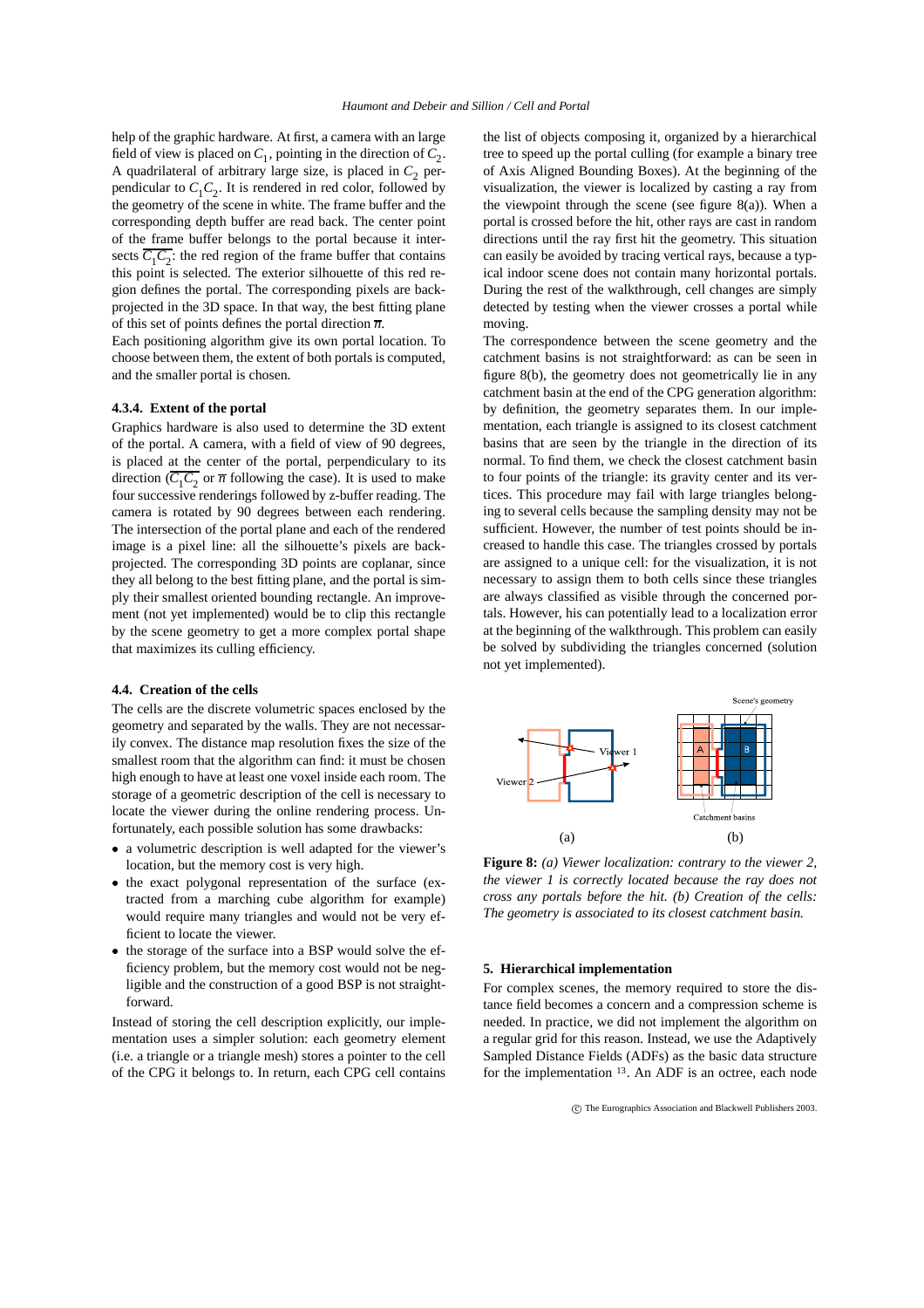help of the graphic hardware. At first, a camera with an large field of view is placed on $C_1$, pointing in the direction of $C_2$. A quadrilateral of arbitrary large size, is placed in $C_2$ perpendicular to $C_1C_2$. It is rendered in red color, followed by the geometry of the scene in white. The frame buffer and the corresponding depth buffer are read back. The center point of the frame buffer belongs to the portal because it intersects $\overline{C_1C_2}$: the red region of the frame buffer that contains this point is selected. The exterior silhouette of this red region defines the portal. The corresponding pixels are backprojected in the 3D space. In that way, the best fitting plane of this set of points defines the portal direction $\overline{\pi}$.

Each positioning algorithm give its own portal location. To choose between them, the extent of both portals is computed, and the smaller portal is chosen.

#### 4.3.4. Extent of the portal

Graphics hardware is also used to determine the 3D extent of the portal. A camera, with a field of view of 90 degrees, is placed at the center of the portal, perpendicularly to its direction ($\overline{C_1C_2}$ or $\overline{\pi}$ following the case). It is used to make four successive renderings followed by z-buffer reading. The camera is rotated by 90 degrees between each rendering. The intersection of the portal plane and each of the rendered image is a pixel line: all the silhouette's pixels are backprojected. The corresponding 3D points are coplanar, since they all belong to the best fitting plane, and the portal is simply their smallest oriented bounding rectangle. An improvement (not yet implemented) would be to clip this rectangle by the scene geometry to get a more complex portal shape that maximizes its culling efficiency.

### 4.4. Creation of the cells

The cells are the discrete volumetric spaces enclosed by the geometry and separated by the walls. They are not necessarily convex. The distance map resolution fixes the size of the smallest room that the algorithm can find: it must be chosen high enough to have at least one voxel inside each room. The storage of a geometric description of the cell is necessary to locate the viewer during the online rendering process. Unfortunately, each possible solution has some drawbacks:

- a volumetric description is well adapted for the viewer's location, but the memory cost is very high.
- the exact polygonal representation of the surface (extracted from a marching cube algorithm for example) would require many triangles and would not be very efficient to locate the viewer.
- the storage of the surface into a BSP would solve the efficiency problem, but the memory cost would not be negligible and the construction of a good BSP is not straightforward.

Instead of storing the cell description explicitly, our implementation uses a simpler solution: each geometry element (i.e. a triangle or a triangle mesh) stores a pointer to the cell of the CPG it belongs to. In return, each CPG cell contains the list of objects composing it, organized by a hierarchical tree to speed up the portal culling (for example a binary tree of Axis Aligned Bounding Boxes). At the beginning of the visualization, the viewer is localized by casting a ray from the viewpoint through the scene (see figure 8(a)). When a portal is crossed before the hit, other rays are cast in random directions until the ray first hit the geometry. This situation can easily be avoided by tracing vertical rays, because a typical indoor scene does not contain many horizontal portals. During the rest of the walkthrough, cell changes are simply detected by testing when the viewer crosses a portal while moving.

The correspondence between the scene geometry and the catchment basins is not straightforward: as can be seen in figure 8(b), the geometry does not geometrically lie in any catchment basin at the end of the CPG generation algorithm: by definition, the geometry separates them. In our implementation, each triangle is assigned to its closest catchment basins that are seen by the triangle in the direction of its normal. To find them, we check the closest catchment basin to four points of the triangle: its gravity center and its vertices. This procedure may fail with large triangles belonging to several cells because the sampling density may not be sufficient. However, the number of test points should be increased to handle this case. The triangles crossed by portals are assigned to a unique cell: for the visualization, it is not necessary to assign them to both cells since these triangles are always classified as visible through the concerned portals. However, his can potentially lead to a localization error at the beginning of the walkthrough. This problem can easily be solved by subdividing the triangles concerned (solution not yet implemented).

**Figure 8:** *(a) Viewer localization: contrary to the viewer 2, the viewer 1 is correctly located because the ray does not cross any portals before the hit. (b) Creation of the cells: The geometry is associated to its closest catchment basin.*

## 5. Hierarchical implementation

For complex scenes, the memory required to store the distance field becomes a concern and a compression scheme is needed. In practice, we did not implement the algorithm on a regular grid for this reason. Instead, we use the Adaptively Sampled Distance Fields (ADFs) as the basic data structure for the implementation [13]. An ADF is an octree, each node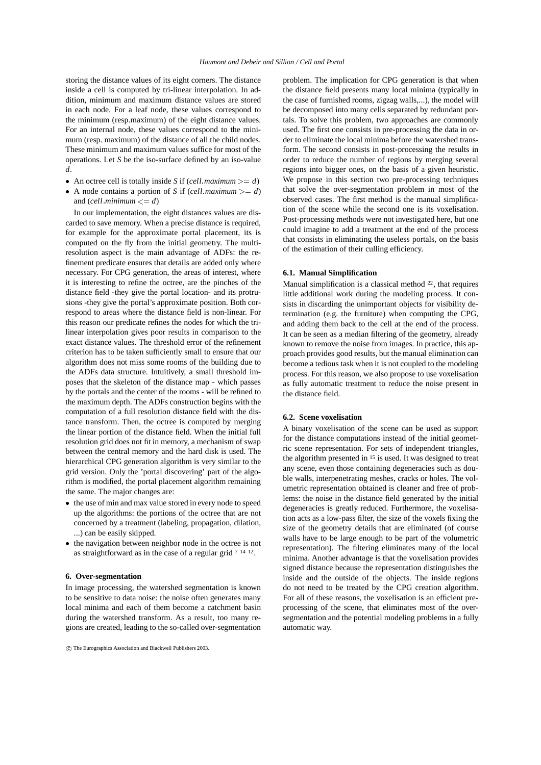storing the distance values of its eight corners. The distance inside a cell is computed by tri-linear interpolation. In addition, minimum and maximum distance values are stored in each node. For a leaf node, these values correspond to the minimum (resp.maximum) of the eight distance values. For an internal node, these values correspond to the minimum (resp. maximum) of the distance of all the child nodes. These minimum and maximum values suffice for most of the operations. Let $S$ be the iso-surface defined by an iso-value $d$.

- An octree cell is totally inside $S$ if ($cell.maximum >= d$)
- A node contains a portion of $S$ if ($cell.maximum >= d$) and ($cell.minimum <= d$)

In our implementation, the eight distances values are discarded to save memory. When a precise distance is required, for example for the approximate portal placement, its is computed on the fly from the initial geometry. The multi-resolution aspect is the main advantage of ADFs: the refinement predicate ensures that details are added only where necessary. For CPG generation, the areas of interest, where it is interesting to refine the octree, are the pinches of the distance field -they give the portal location- and its protrusions -they give the portal's approximate position. Both correspond to areas where the distance field is non-linear. For this reason our predicate refines the nodes for which the tri-linear interpolation gives poor results in comparison to the exact distance values. The threshold error of the refinement criterion has to be taken sufficiently small to ensure that our algorithm does not miss some rooms of the building due to the ADFs data structure. Intuitively, a small threshold imposes that the skeleton of the distance map - which passes by the portals and the center of the rooms - will be refined to the maximum depth. The ADFs construction begins with the computation of a full resolution distance field with the distance transform. Then, the octree is computed by merging the linear portion of the distance field. When the initial full resolution grid does not fit in memory, a mechanism of swap between the central memory and the hard disk is used. The hierarchical CPG generation algorithm is very similar to the grid version. Only the 'portal discovering' part of the algorithm is modified, the portal placement algorithm remaining the same. The major changes are:

- the use of min and max value stored in every node to speed up the algorithms: the portions of the octree that are not concerned by a treatment (labeling, propagation, dilation, ...) can be easily skipped.
- the navigation between neighbor node in the octree is not as straightforward as in the case of a regular grid [7 14 12].

## 6. Over-segmentation

In image processing, the watershed segmentation is known to be sensitive to data noise: the noise often generates many local minima and each of them become a catchment basin during the watershed transform. As a result, too many regions are created, leading to the so-called over-segmentation problem. The implication for CPG generation is that when the distance field presents many local minima (typically in the case of furnished rooms, zigzag walls,...), the model will be decomposed into many cells separated by redundant portals. To solve this problem, two approaches are commonly used. The first one consists in pre-processing the data in order to eliminate the local minima before the watershed transform. The second consists in post-processing the results in order to reduce the number of regions by merging several regions into bigger ones, on the basis of a given heuristic. We propose in this section two pre-processing techniques that solve the over-segmentation problem in most of the observed cases. The first method is the manual simplification of the scene while the second one is its voxelisation. Post-processing methods were not investigated here, but one could imagine to add a treatment at the end of the process that consists in eliminating the useless portals, on the basis of the estimation of their culling efficiency.

### 6.1. Manual Simplification

Manual simplification is a classical method [22], that requires little additional work during the modeling process. It consists in discarding the unimportant objects for visibility determination (e.g. the furniture) when computing the CPG, and adding them back to the cell at the end of the process. It can be seen as a median filtering of the geometry, already known to remove the noise from images. In practice, this approach provides good results, but the manual elimination can become a tedious task when it is not coupled to the modeling process. For this reason, we also propose to use voxelisation as fully automatic treatment to reduce the noise present in the distance field.

### 6.2. Scene voxelisation

A binary voxelisation of the scene can be used as support for the distance computations instead of the initial geometric scene representation. For sets of independent triangles, the algorithm presented in [15] is used. It was designed to treat any scene, even those containing degeneracies such as double walls, interpenetrating meshes, cracks or holes. The volumetric representation obtained is cleaner and free of problems: the noise in the distance field generated by the initial degeneracies is greatly reduced. Furthermore, the voxelisation acts as a low-pass filter, the size of the voxels fixing the size of the geometry details that are eliminated (of course walls have to be large enough to be part of the volumetric representation). The filtering eliminates many of the local minima. Another advantage is that the voxelisation provides signed distance because the representation distinguishes the inside and the outside of the objects. The inside regions do not need to be treated by the CPG creation algorithm. For all of these reasons, the voxelisation is an efficient preprocessing of the scene, that eliminates most of the over-segmentation and the potential modeling problems in a fully automatic way.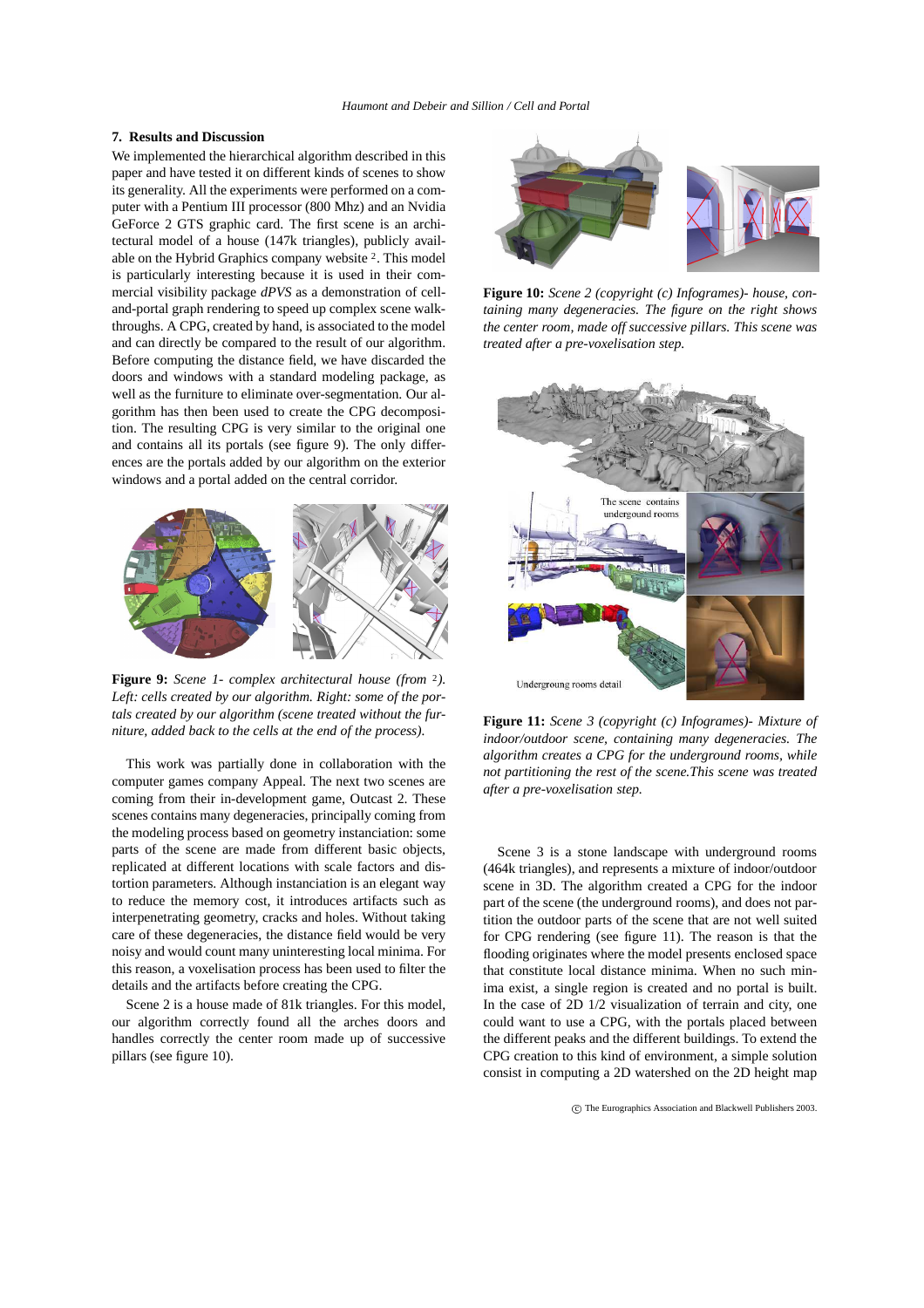## 7. Results and Discussion

We implemented the hierarchical algorithm described in this paper and have tested it on different kinds of scenes to show its generality. All the experiments were performed on a computer with a Pentium III processor (800 Mhz) and an Nvidia GeForce 2 GTS graphic card. The first scene is an architectural model of a house (147k triangles), publicly available on the Hybrid Graphics company website [2]. This model is particularly interesting because it is used in their commercial visibility package *dPVS* as a demonstration of cell-and-portal graph rendering to speed up complex scene walkthroughs. A CPG, created by hand, is associated to the model and can directly be compared to the result of our algorithm. Before computing the distance field, we have discarded the doors and windows with a standard modeling package, as well as the furniture to eliminate over-segmentation. Our algorithm has then been used to create the CPG decomposition. The resulting CPG is very similar to the original one and contains all its portals (see figure 9). The only differences are the portals added by our algorithm on the exterior windows and a portal added on the central corridor.

**Figure 9:** *Scene 1- complex architectural house (from [2]). Left: cells created by our algorithm. Right: some of the portals created by our algorithm (scene treated without the furniture, added back to the cells at the end of the process).*

This work was partially done in collaboration with the computer games company Appeal. The next two scenes are coming from their in-development game, Outcast 2. These scenes contains many degeneracies, principally coming from the modeling process based on geometry instanciation: some parts of the scene are made from different basic objects, replicated at different locations with scale factors and distortion parameters. Although instanciation is an elegant way to reduce the memory cost, it introduces artifacts such as interpenetrating geometry, cracks and holes. Without taking care of these degeneracies, the distance field would be very noisy and would count many uninteresting local minima. For this reason, a voxelisation process has been used to filter the details and the artifacts before creating the CPG.

Scene 2 is a house made of 81k triangles. For this model, our algorithm correctly found all the arches doors and handles correctly the center room made up of successive pillars (see figure 10).

**Figure 10:** *Scene 2 (copyright (c) Infogrames)- house, containing many degeneracies. The figure on the right shows the center room, made off successive pillars. This scene was treated after a pre-voxelisation step.*

**Figure 11:** *Scene 3 (copyright (c) Infogrames)- Mixture of indoor/outdoor scene, containing many degeneracies. The algorithm creates a CPG for the underground rooms, while not partitioning the rest of the scene.This scene was treated after a pre-voxelisation step.*

Scene 3 is a stone landscape with underground rooms (464k triangles), and represents a mixture of indoor/outdoor scene in 3D. The algorithm created a CPG for the indoor part of the scene (the underground rooms), and does not partition the outdoor parts of the scene that are not well suited for CPG rendering (see figure 11). The reason is that the flooding originates where the model presents enclosed space that constitute local distance minima. When no such minima exist, a single region is created and no portal is built. In the case of 2D 1/2 visualization of terrain and city, one could want to use a CPG, with the portals placed between the different peaks and the different buildings. To extend the CPG creation to this kind of environment, a simple solution consist in computing a 2D watershed on the 2D height map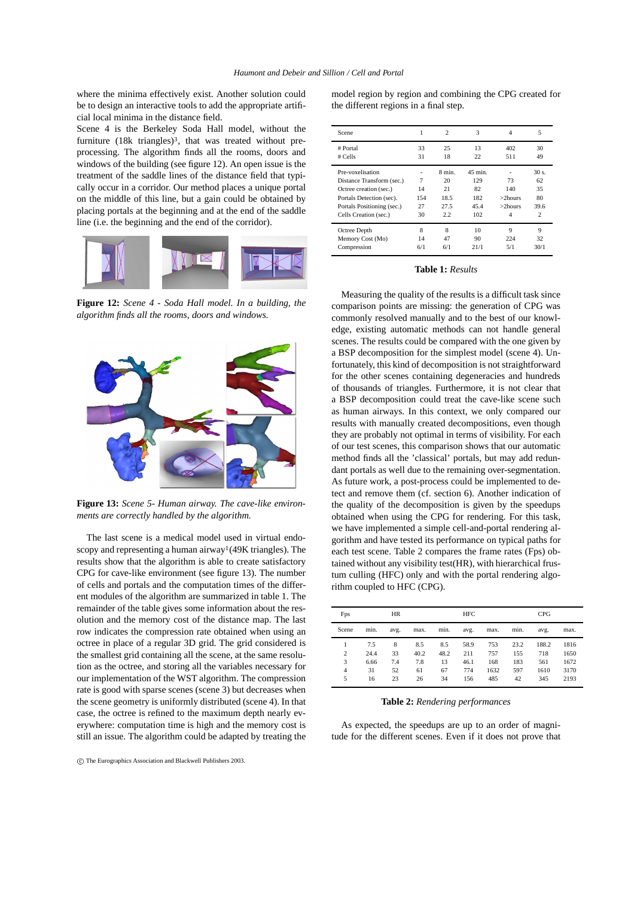where the minima effectively exist. Another solution could be to design an interactive tools to add the appropriate artificial local minima in the distance field.

Scene 4 is the Berkeley Soda Hall model, without the furniture (18k triangles)[3], that was treated without preprocessing. The algorithm finds all the rooms, doors and windows of the building (see figure 12). An open issue is the treatment of the saddle lines of the distance field that typically occur in a corridor. Our method places a unique portal on the middle of this line, but a gain could be obtained by placing portals at the beginning and at the end of the saddle line (i.e. the beginning and the end of the corridor).

**Figure 12:** *Scene 4 - Soda Hall model. In a building, the algorithm finds all the rooms, doors and windows.*

**Figure 13:** *Scene 5- Human airway. The cave-like environments are correctly handled by the algorithm.*

The last scene is a medical model used in virtual endoscopy and representing a human airway[1](49K triangles). The results show that the algorithm is able to create satisfactory CPG for cave-like environment (see figure 13). The number of cells and portals and the computation times of the different modules of the algorithm are summarized in table 1. The remainder of the table gives some information about the resolution and the memory cost of the distance map. The last row indicates the compression rate obtained when using an octree in place of a regular 3D grid. The grid considered is the smallest grid containing all the scene, at the same resolution as the octree, and storing all the variables necessary for our implementation of the WST algorithm. The compression rate is good with sparse scenes (scene 3) but decreases when the scene geometry is uniformly distributed (scene 4). In that case, the octree is refined to the maximum depth nearly everywhere: computation time is high and the memory cost is still an issue. The algorithm could be adapted by treating the model region by region and combining the CPG created for the different regions in a final step.

| Scene | 1 | 2 | 3 | 4 | 5 |
|---|---|---|---|---|---|
| # Portal | 33 | 25 | 13 | 402 | 30 |
| # Cells | 31 | 18 | 22 | 511 | 49 |
| Pre-voxelisation | - | 8 min. | 45 min. | - | 30 s. |
| Distance Transform (sec.) | 7 | 20 | 129 | 73 | 62 |
| Octree creation (sec.) | 14 | 21 | 82 | 140 | 35 |
| Portals Detection (sec). | 154 | 18.5 | 182 | >2hours | 80 |
| Portals Positioning (sec.) | 27 | 27.5 | 45.4 | >2hours | 39.6 |
| Cells Creation (sec.) | 30 | 2.2 | 102 | 4 | 2 |
| Octree Depth | 8 | 8 | 10 | 9 | 9 |
| Memory Cost (Mo) | 14 | 47 | 90 | 224 | 32 |
| Compression | 6/1 | 6/1 | 21/1 | 5/1 | 30/1 |

**Table 1:** *Results*

Measuring the quality of the results is a difficult task since comparison points are missing: the generation of CPG was commonly resolved manually and to the best of our knowledge, existing automatic methods can not handle general scenes. The results could be compared with the one given by a BSP decomposition for the simplest model (scene 4). Unfortunately, this kind of decomposition is not straightforward for the other scenes containing degeneracies and hundreds of thousands of triangles. Furthermore, it is not clear that a BSP decomposition could treat the cave-like scene such as human airways. In this context, we only compared our results with manually created decompositions, even though they are probably not optimal in terms of visibility. For each of our test scenes, this comparison shows that our automatic method finds all the 'classical' portals, but may add redundant portals as well due to the remaining over-segmentation. As future work, a post-process could be implemented to detect and remove them (cf. section 6). Another indication of the quality of the decomposition is given by the speedups obtained when using the CPG for rendering. For this task, we have implemented a simple cell-and-portal rendering algorithm and have tested its performance on typical paths for each test scene. Table 2 compares the frame rates (Fps) obtained without any visibility test(HR), with hierarchical frustum culling (HFC) only and with the portal rendering algorithm coupled to HFC (CPG).

| Fps | HR | | | HFC | | | CPG | | |
|---|---|---|---|---|---|---|---|---|---|
| Scene | min. | avg. | max. | min. | avg. | max. | min. | avg. | max. |
| 1 | 7.5 | 8 | 8.5 | 8.5 | 58.9 | 753 | 23.2 | 188.2 | 1816 |
| 2 | 24.4 | 33 | 40.2 | 48.2 | 211 | 757 | 155 | 718 | 1650 |
| 3 | 6.66 | 7.4 | 7.8 | 13 | 46.1 | 168 | 183 | 561 | 1672 |
| 4 | 31 | 52 | 61 | 67 | 774 | 1632 | 597 | 1610 | 3170 |
| 5 | 16 | 23 | 26 | 34 | 156 | 485 | 42 | 345 | 2193 |

**Table 2:** *Rendering performances*

As expected, the speedups are up to an order of magnitude for the different scenes. Even if it does not prove that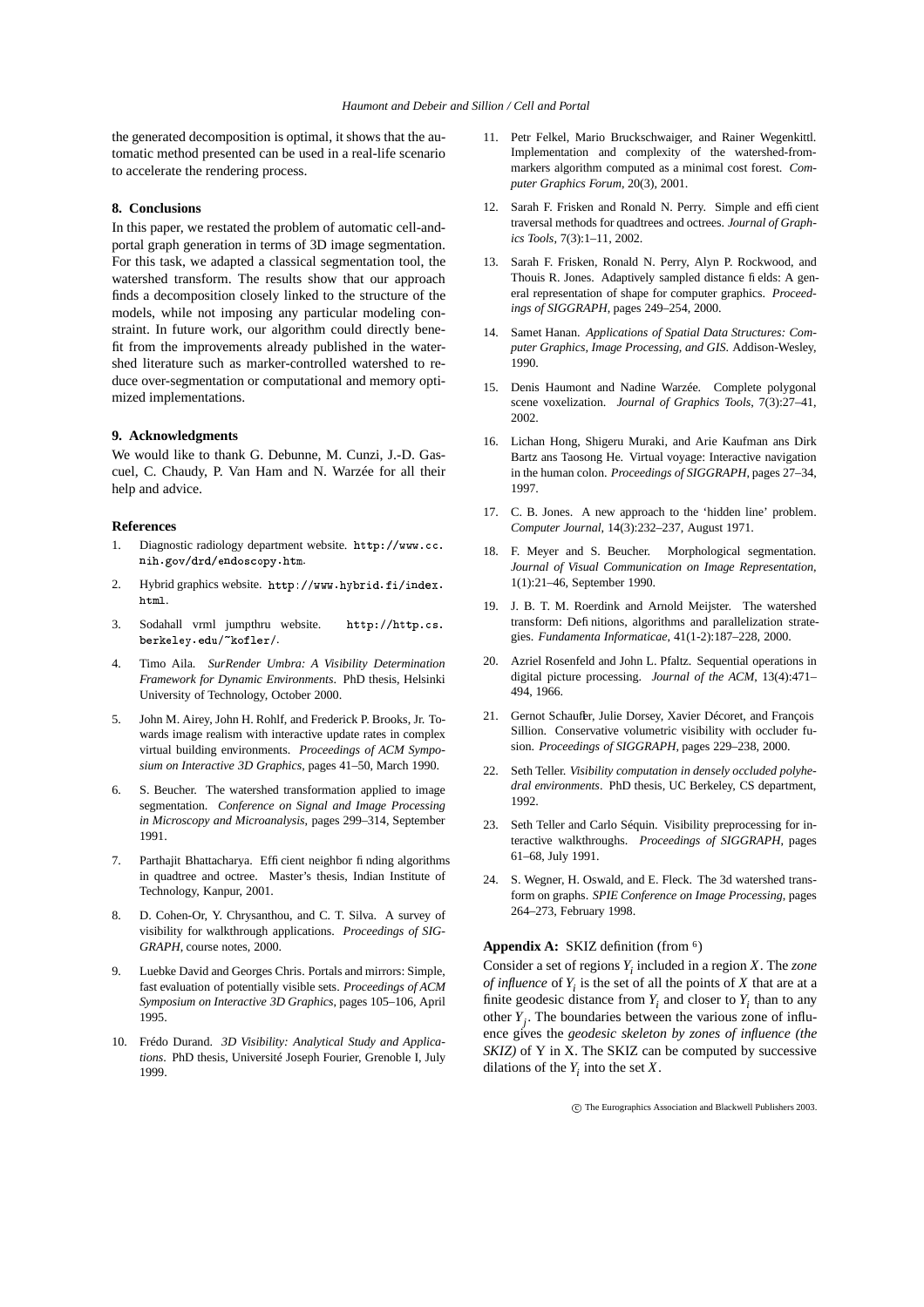the generated decomposition is optimal, it shows that the automatic method presented can be used in a real-life scenario to accelerate the rendering process.

## 8. Conclusions

In this paper, we restated the problem of automatic cell-and-portal graph generation in terms of 3D image segmentation. For this task, we adapted a classical segmentation tool, the watershed transform. The results show that our approach finds a decomposition closely linked to the structure of the models, while not imposing any particular modeling constraint. In future work, our algorithm could directly benefit from the improvements already published in the watershed literature such as marker-controlled watershed to reduce over-segmentation or computational and memory optimized implementations.

## 9. Acknowledgments

We would like to thank G. Debunne, M. Cunzi, J.-D. Gascuel, C. Chaudy, P. Van Ham and N. Warzée for all their help and advice.

## References

1. Diagnostic radiology department website. `http://www.cc.nih.gov/drd/endoscopy.htm`.
2. Hybrid graphics website. `http://www.hybrid.fi/index.html`.
3. Sodahall vrml jumpthru website. `http://http.cs.berkeley.edu/~kofler/`.
4. Timo Aila. *SurRender Umbra: A Visibility Determination Framework for Dynamic Environments*. PhD thesis, Helsinki University of Technology, October 2000.
5. John M. Airey, John H. Rohlf, and Frederick P. Brooks, Jr. Towards image realism with interactive update rates in complex virtual building environments. *Proceedings of ACM Symposium on Interactive 3D Graphics*, pages 41–50, March 1990.
6. S. Beucher. The watershed transformation applied to image segmentation. *Conference on Signal and Image Processing in Microscopy and Microanalysis*, pages 299–314, September 1991.
7. Parthajit Bhattacharya. Efficient neighbor finding algorithms in quadtree and octree. Master's thesis, Indian Institute of Technology, Kanpur, 2001.
8. D. Cohen-Or, Y. Chrysanthou, and C. T. Silva. A survey of visibility for walkthrough applications. *Proceedings of SIGGRAPH*, course notes, 2000.
9. Luebke David and Georges Chris. Portals and mirrors: Simple, fast evaluation of potentially visible sets. *Proceedings of ACM Symposium on Interactive 3D Graphics*, pages 105–106, April 1995.
10. Frédo Durand. *3D Visibility: Analytical Study and Applications*. PhD thesis, Université Joseph Fourier, Grenoble I, July 1999.
11. Petr Felkel, Mario Bruckschwaiger, and Rainer Wegenkittl. Implementation and complexity of the watershed-from-markers algorithm computed as a minimal cost forest. *Computer Graphics Forum*, 20(3), 2001.
12. Sarah F. Frisken and Ronald N. Perry. Simple and efficient traversal methods for quadtrees and octrees. *Journal of Graphics Tools*, 7(3):1–11, 2002.
13. Sarah F. Frisken, Ronald N. Perry, Alyn P. Rockwood, and Thouis R. Jones. Adaptively sampled distance fields: A general representation of shape for computer graphics. *Proceedings of SIGGRAPH*, pages 249–254, 2000.
14. Samet Hanan. *Applications of Spatial Data Structures: Computer Graphics, Image Processing, and GIS*. Addison-Wesley, 1990.
15. Denis Haumont and Nadine Warzée. Complete polygonal scene voxelization. *Journal of Graphics Tools*, 7(3):27–41, 2002.
16. Lichan Hong, Shigeru Muraki, and Arie Kaufman ans Dirk Bartz ans Taosong He. Virtual voyage: Interactive navigation in the human colon. *Proceedings of SIGGRAPH*, pages 27–34, 1997.
17. C. B. Jones. A new approach to the 'hidden line' problem. *Computer Journal*, 14(3):232–237, August 1971.
18. F. Meyer and S. Beucher. Morphological segmentation. *Journal of Visual Communication on Image Representation*, 1(1):21–46, September 1990.
19. J. B. T. M. Roerdink and Arnold Meijster. The watershed transform: Definitions, algorithms and parallelization strategies. *Fundamenta Informaticae*, 41(1-2):187–228, 2000.
20. Azriel Rosenfeld and John L. Pfaltz. Sequential operations in digital picture processing. *Journal of the ACM*, 13(4):471–494, 1966.
21. Gernot Schaufler, Julie Dorsey, Xavier Décoret, and François Sillion. Conservative volumetric visibility with occluder fusion. *Proceedings of SIGGRAPH*, pages 229–238, 2000.
22. Seth Teller. *Visibility computation in densely occluded polyhedral environments*. PhD thesis, UC Berkeley, CS department, 1992.
23. Seth Teller and Carlo Séquin. Visibility preprocessing for interactive walkthroughs. *Proceedings of SIGGRAPH*, pages 61–68, July 1991.
24. S. Wegner, H. Oswald, and E. Fleck. The 3d watershed transform on graphs. *SPIE Conference on Image Processing*, pages 264–273, February 1998.

**Appendix A:** SKIZ definition (from [6])

Consider a set of regions $Y_i$ included in a region $X$. The *zone of influence* of $Y_i$ is the set of all the points of $X$ that are at a finite geodesic distance from $Y_i$ and closer to $Y_i$ than to any other $Y_j$. The boundaries between the various zone of influence gives the *geodesic skeleton by zones of influence (the SKIZ)* of Y in X. The SKIZ can be computed by successive dilations of the $Y_i$ into the set $X$.